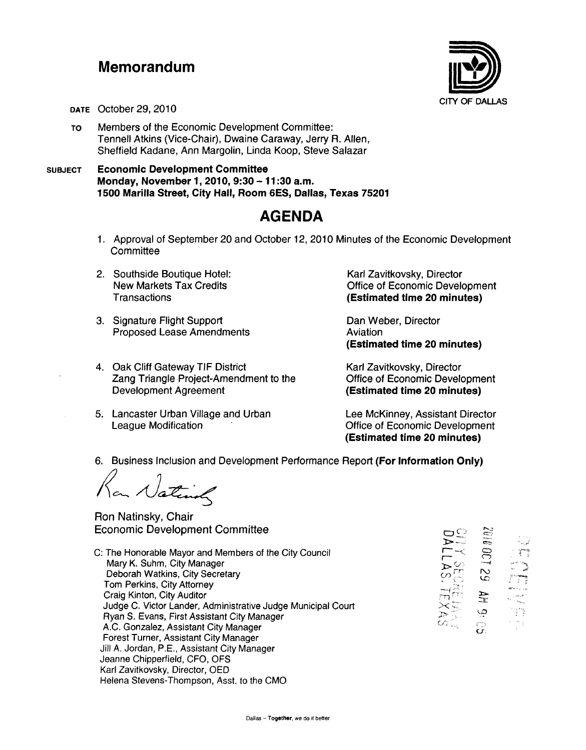# Memorandum

CITY OF DALLAS

**DATE** October 29, 2010

**TO** Members of the Economic Development Committee:
Tennell Atkins (Vice-Chair), Dwaine Caraway, Jerry R. Allen, Sheffield Kadane, Ann Margolin, Linda Koop, Steve Salazar

**SUBJECT** **Economic Development Committee**
**Monday, November 1, 2010, 9:30 – 11:30 a.m.**
**1500 Marilla Street, City Hall, Room 6ES, Dallas, Texas 75201**

## AGENDA

1. Approval of September 20 and October 12, 2010 Minutes of the Economic Development Committee

2. Southside Boutique Hotel: New Markets Tax Credits Transactions — Karl Zavitkovsky, Director, Office of Economic Development **(Estimated time 20 minutes)**

3. Signature Flight Support Proposed Lease Amendments — Dan Weber, Director, Aviation **(Estimated time 20 minutes)**

4. Oak Cliff Gateway TIF District Zang Triangle Project-Amendment to the Development Agreement — Karl Zavitkovsky, Director, Office of Economic Development **(Estimated time 20 minutes)**

5. Lancaster Urban Village and Urban League Modification — Lee McKinney, Assistant Director, Office of Economic Development **(Estimated time 20 minutes)**

6. Business Inclusion and Development Performance Report **(For Information Only)**

Ron Natinsky, Chair
Economic Development Committee

C: The Honorable Mayor and Members of the City Council
Mary K. Suhm, City Manager
Deborah Watkins, City Secretary
Tom Perkins, City Attorney
Craig Kinton, City Auditor
Judge C. Victor Lander, Administrative Judge Municipal Court
Ryan S. Evans, First Assistant City Manager
A.C. Gonzalez, Assistant City Manager
Forest Turner, Assistant City Manager
Jill A. Jordan, P.E., Assistant City Manager
Jeanne Chipperfield, CFO, OFS
Karl Zavitkovsky, Director, OED
Helena Stevens-Thompson, Asst. to the CMO

RECEIVED
2010 OCT 29 AM 9:05
CITY SECRETARY
DALLAS, TEXAS

Dallas – Together, we do it better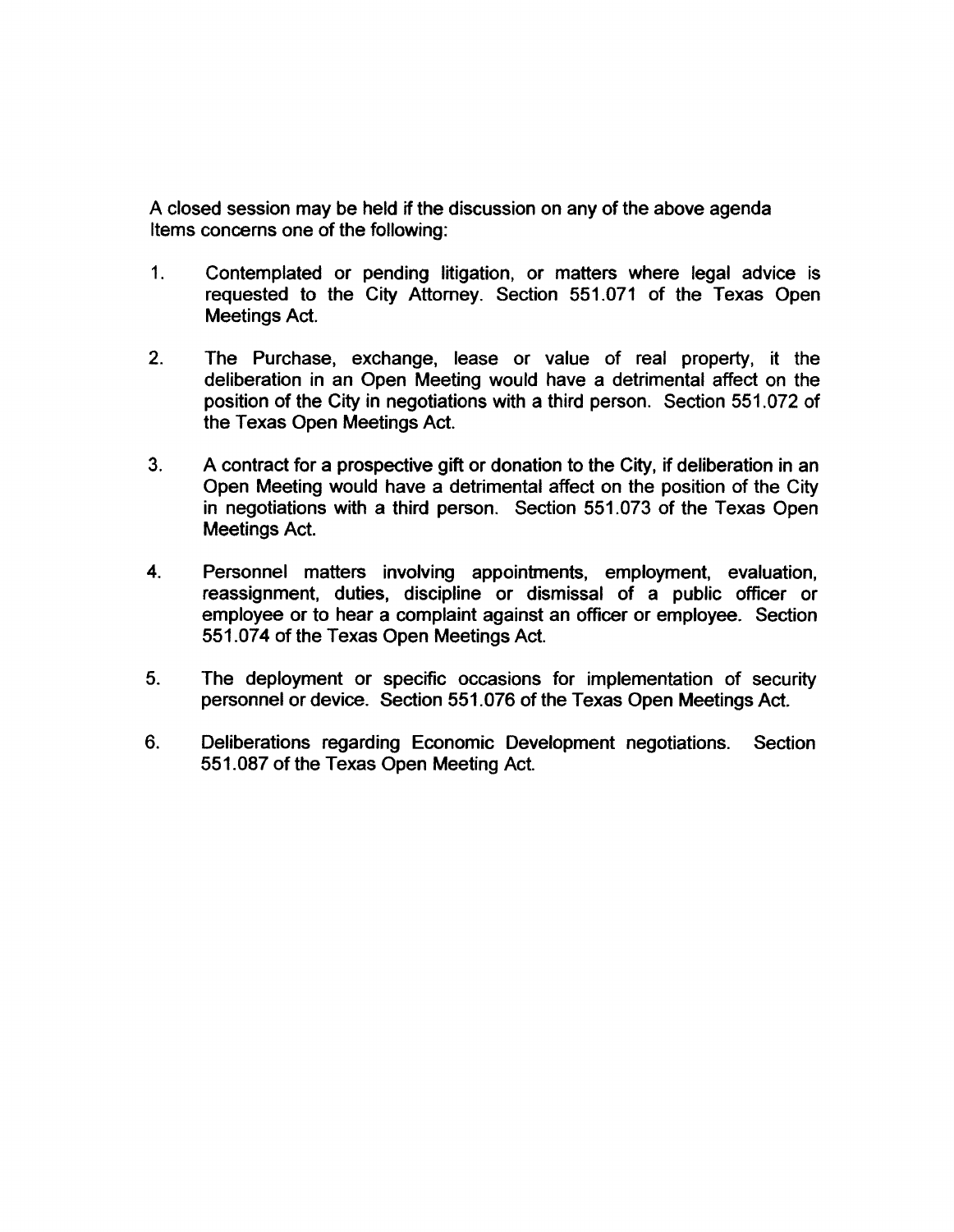A closed session may be held if the discussion on any of the above agenda Items concerns one of the following:

1. Contemplated or pending litigation, or matters where legal advice is requested to the City Attorney. Section 551.071 of the Texas Open Meetings Act.

2. The Purchase, exchange, lease or value of real property, it the deliberation in an Open Meeting would have a detrimental affect on the position of the City in negotiations with a third person. Section 551.072 of the Texas Open Meetings Act.

3. A contract for a prospective gift or donation to the City, if deliberation in an Open Meeting would have a detrimental affect on the position of the City in negotiations with a third person. Section 551.073 of the Texas Open Meetings Act.

4. Personnel matters involving appointments, employment, evaluation, reassignment, duties, discipline or dismissal of a public officer or employee or to hear a complaint against an officer or employee. Section 551.074 of the Texas Open Meetings Act.

5. The deployment or specific occasions for implementation of security personnel or device. Section 551.076 of the Texas Open Meetings Act.

6. Deliberations regarding Economic Development negotiations. Section 551.087 of the Texas Open Meeting Act.